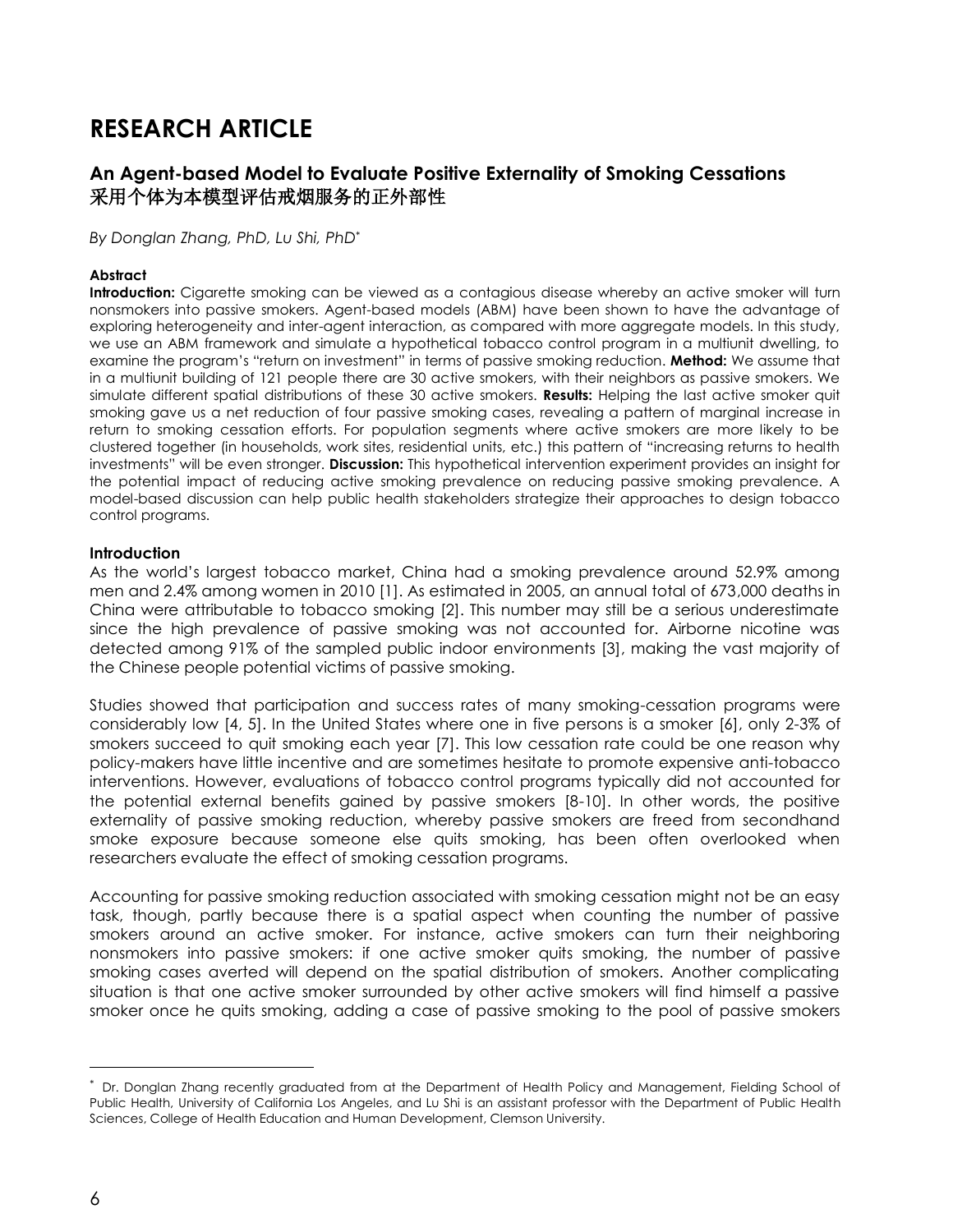# RESEARCH ARTICLE

## An Agent-based Model to Evaluate Positive Externality of Smoking Cessations
## 采用个体为本模型评估戒烟服务的正外部性

*By Donglan Zhang, PhD, Lu Shi, PhD\**

**Abstract**

**Introduction:** Cigarette smoking can be viewed as a contagious disease whereby an active smoker will turn nonsmokers into passive smokers. Agent-based models (ABM) have been shown to have the advantage of exploring heterogeneity and inter-agent interaction, as compared with more aggregate models. In this study, we use an ABM framework and simulate a hypothetical tobacco control program in a multiunit dwelling, to examine the program's "return on investment" in terms of passive smoking reduction. **Method:** We assume that in a multiunit building of 121 people there are 30 active smokers, with their neighbors as passive smokers. We simulate different spatial distributions of these 30 active smokers. **Results:** Helping the last active smoker quit smoking gave us a net reduction of four passive smoking cases, revealing a pattern of marginal increase in return to smoking cessation efforts. For population segments where active smokers are more likely to be clustered together (in households, work sites, residential units, etc.) this pattern of "increasing returns to health investments" will be even stronger. **Discussion:** This hypothetical intervention experiment provides an insight for the potential impact of reducing active smoking prevalence on reducing passive smoking prevalence. A model-based discussion can help public health stakeholders strategize their approaches to design tobacco control programs.

**Introduction**

As the world's largest tobacco market, China had a smoking prevalence around 52.9% among men and 2.4% among women in 2010 [1]. As estimated in 2005, an annual total of 673,000 deaths in China were attributable to tobacco smoking [2]. This number may still be a serious underestimate since the high prevalence of passive smoking was not accounted for. Airborne nicotine was detected among 91% of the sampled public indoor environments [3], making the vast majority of the Chinese people potential victims of passive smoking.

Studies showed that participation and success rates of many smoking-cessation programs were considerably low [4, 5]. In the United States where one in five persons is a smoker [6], only 2-3% of smokers succeed to quit smoking each year [7]. This low cessation rate could be one reason why policy-makers have little incentive and are sometimes hesitate to promote expensive anti-tobacco interventions. However, evaluations of tobacco control programs typically did not accounted for the potential external benefits gained by passive smokers [8-10]. In other words, the positive externality of passive smoking reduction, whereby passive smokers are freed from secondhand smoke exposure because someone else quits smoking, has been often overlooked when researchers evaluate the effect of smoking cessation programs.

Accounting for passive smoking reduction associated with smoking cessation might not be an easy task, though, partly because there is a spatial aspect when counting the number of passive smokers around an active smoker. For instance, active smokers can turn their neighboring nonsmokers into passive smokers: if one active smoker quits smoking, the number of passive smoking cases averted will depend on the spatial distribution of smokers. Another complicating situation is that one active smoker surrounded by other active smokers will find himself a passive smoker once he quits smoking, adding a case of passive smoking to the pool of passive smokers

---

\* Dr. Donglan Zhang recently graduated from at the Department of Health Policy and Management, Fielding School of Public Health, University of California Los Angeles, and Lu Shi is an assistant professor with the Department of Public Health Sciences, College of Health Education and Human Development, Clemson University.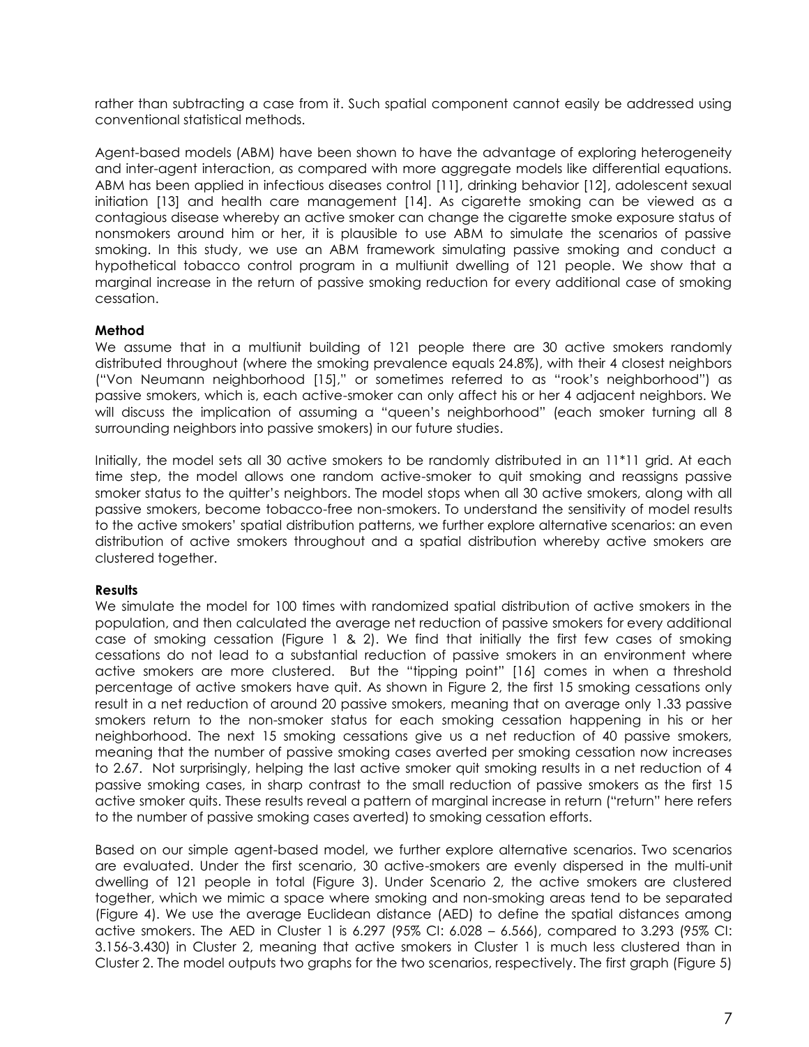rather than subtracting a case from it. Such spatial component cannot easily be addressed using conventional statistical methods.

Agent-based models (ABM) have been shown to have the advantage of exploring heterogeneity and inter-agent interaction, as compared with more aggregate models like differential equations. ABM has been applied in infectious diseases control [11], drinking behavior [12], adolescent sexual initiation [13] and health care management [14]. As cigarette smoking can be viewed as a contagious disease whereby an active smoker can change the cigarette smoke exposure status of nonsmokers around him or her, it is plausible to use ABM to simulate the scenarios of passive smoking. In this study, we use an ABM framework simulating passive smoking and conduct a hypothetical tobacco control program in a multiunit dwelling of 121 people. We show that a marginal increase in the return of passive smoking reduction for every additional case of smoking cessation.

**Method**

We assume that in a multiunit building of 121 people there are 30 active smokers randomly distributed throughout (where the smoking prevalence equals 24.8%), with their 4 closest neighbors ("Von Neumann neighborhood [15]," or sometimes referred to as "rook's neighborhood") as passive smokers, which is, each active-smoker can only affect his or her 4 adjacent neighbors. We will discuss the implication of assuming a "queen's neighborhood" (each smoker turning all 8 surrounding neighbors into passive smokers) in our future studies.

Initially, the model sets all 30 active smokers to be randomly distributed in an 11*11 grid. At each time step, the model allows one random active-smoker to quit smoking and reassigns passive smoker status to the quitter's neighbors. The model stops when all 30 active smokers, along with all passive smokers, become tobacco-free non-smokers. To understand the sensitivity of model results to the active smokers' spatial distribution patterns, we further explore alternative scenarios: an even distribution of active smokers throughout and a spatial distribution whereby active smokers are clustered together.

**Results**

We simulate the model for 100 times with randomized spatial distribution of active smokers in the population, and then calculated the average net reduction of passive smokers for every additional case of smoking cessation (Figure 1 & 2). We find that initially the first few cases of smoking cessations do not lead to a substantial reduction of passive smokers in an environment where active smokers are more clustered. But the "tipping point" [16] comes in when a threshold percentage of active smokers have quit. As shown in Figure 2, the first 15 smoking cessations only result in a net reduction of around 20 passive smokers, meaning that on average only 1.33 passive smokers return to the non-smoker status for each smoking cessation happening in his or her neighborhood. The next 15 smoking cessations give us a net reduction of 40 passive smokers, meaning that the number of passive smoking cases averted per smoking cessation now increases to 2.67. Not surprisingly, helping the last active smoker quit smoking results in a net reduction of 4 passive smoking cases, in sharp contrast to the small reduction of passive smokers as the first 15 active smoker quits. These results reveal a pattern of marginal increase in return ("return" here refers to the number of passive smoking cases averted) to smoking cessation efforts.

Based on our simple agent-based model, we further explore alternative scenarios. Two scenarios are evaluated. Under the first scenario, 30 active-smokers are evenly dispersed in the multi-unit dwelling of 121 people in total (Figure 3). Under Scenario 2, the active smokers are clustered together, which we mimic a space where smoking and non-smoking areas tend to be separated (Figure 4). We use the average Euclidean distance (AED) to define the spatial distances among active smokers. The AED in Cluster 1 is 6.297 (95% CI: 6.028 – 6.566), compared to 3.293 (95% CI: 3.156-3.430) in Cluster 2, meaning that active smokers in Cluster 1 is much less clustered than in Cluster 2. The model outputs two graphs for the two scenarios, respectively. The first graph (Figure 5)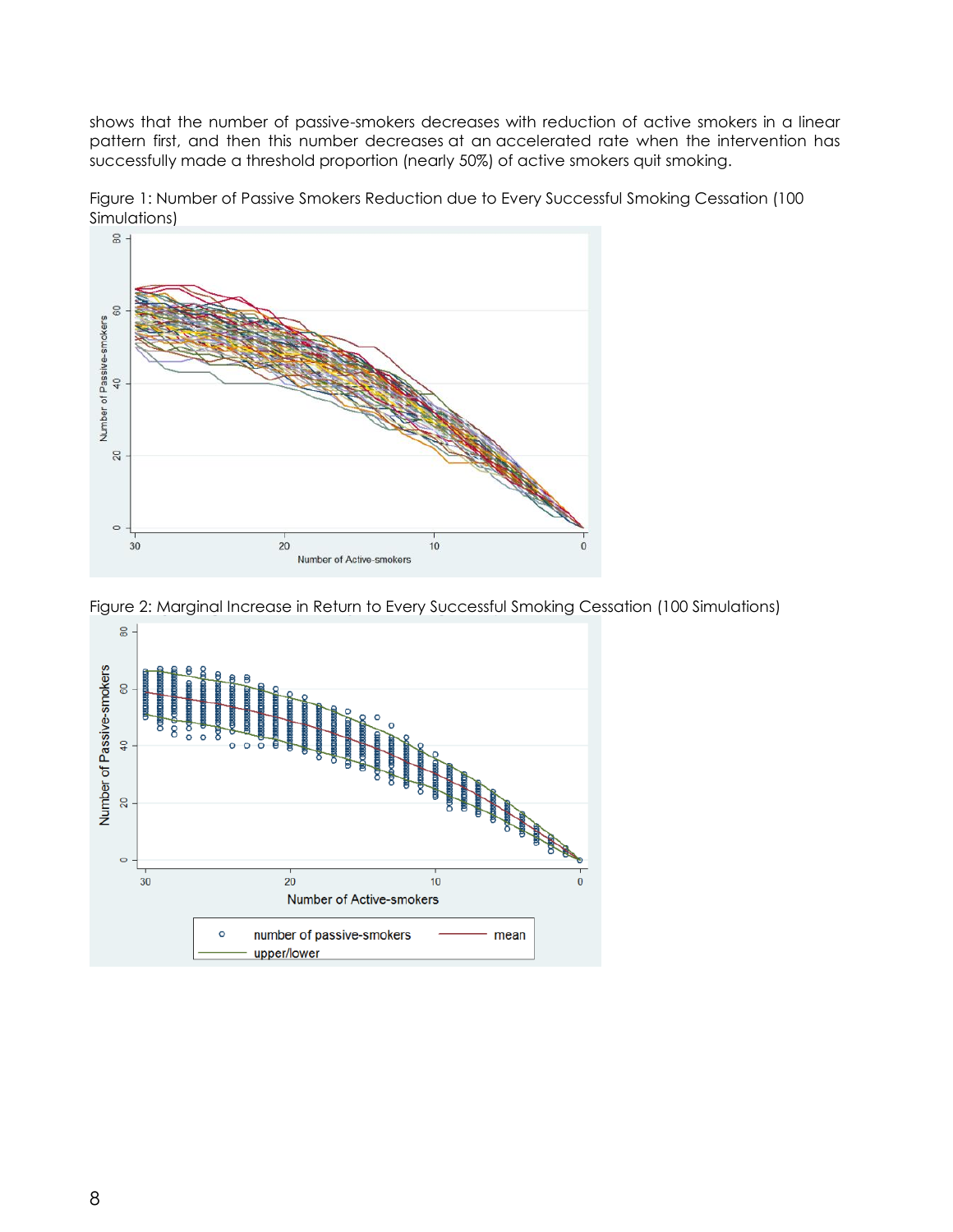shows that the number of passive-smokers decreases with reduction of active smokers in a linear pattern first, and then this number decreases at an accelerated rate when the intervention has successfully made a threshold proportion (nearly 50%) of active smokers quit smoking.

Figure 1: Number of Passive Smokers Reduction due to Every Successful Smoking Cessation (100 Simulations)

Figure 2: Marginal Increase in Return to Every Successful Smoking Cessation (100 Simulations)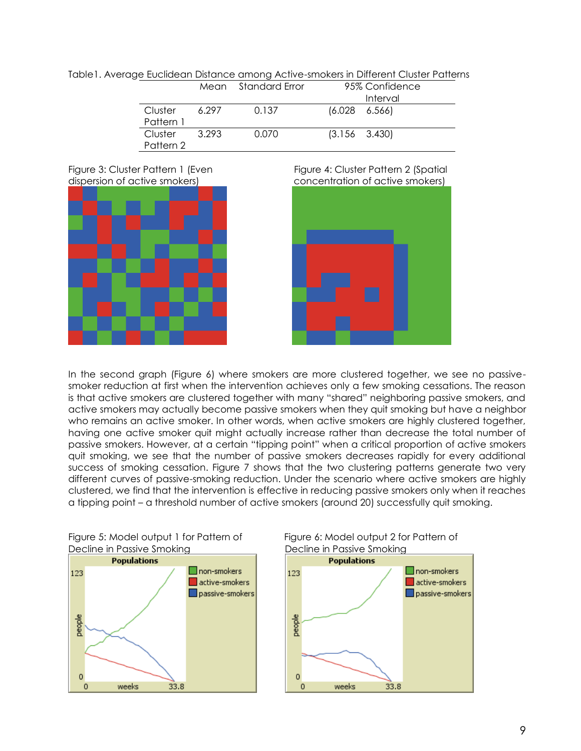Table1. Average Euclidean Distance among Active-smokers in Different Cluster Patterns

| | Mean | Standard Error | 95% Confidence Interval |
|---|---|---|---|
| Cluster Pattern 1 | 6.297 | 0.137 | (6.028 6.566) |
| Cluster Pattern 2 | 3.293 | 0.070 | (3.156 3.430) |

Figure 3: Cluster Pattern 1 (Even dispersion of active smokers)

Figure 4: Cluster Pattern 2 (Spatial concentration of active smokers)

In the second graph (Figure 6) where smokers are more clustered together, we see no passive-smoker reduction at first when the intervention achieves only a few smoking cessations. The reason is that active smokers are clustered together with many "shared" neighboring passive smokers, and active smokers may actually become passive smokers when they quit smoking but have a neighbor who remains an active smoker. In other words, when active smokers are highly clustered together, having one active smoker quit might actually increase rather than decrease the total number of passive smokers. However, at a certain "tipping point" when a critical proportion of active smokers quit smoking, we see that the number of passive smokers decreases rapidly for every additional success of smoking cessation. Figure 7 shows that the two clustering patterns generate two very different curves of passive-smoking reduction. Under the scenario where active smokers are highly clustered, we find that the intervention is effective in reducing passive smokers only when it reaches a tipping point – a threshold number of active smokers (around 20) successfully quit smoking.

Figure 5: Model output 1 for Pattern of Decline in Passive Smoking

Figure 6: Model output 2 for Pattern of Decline in Passive Smoking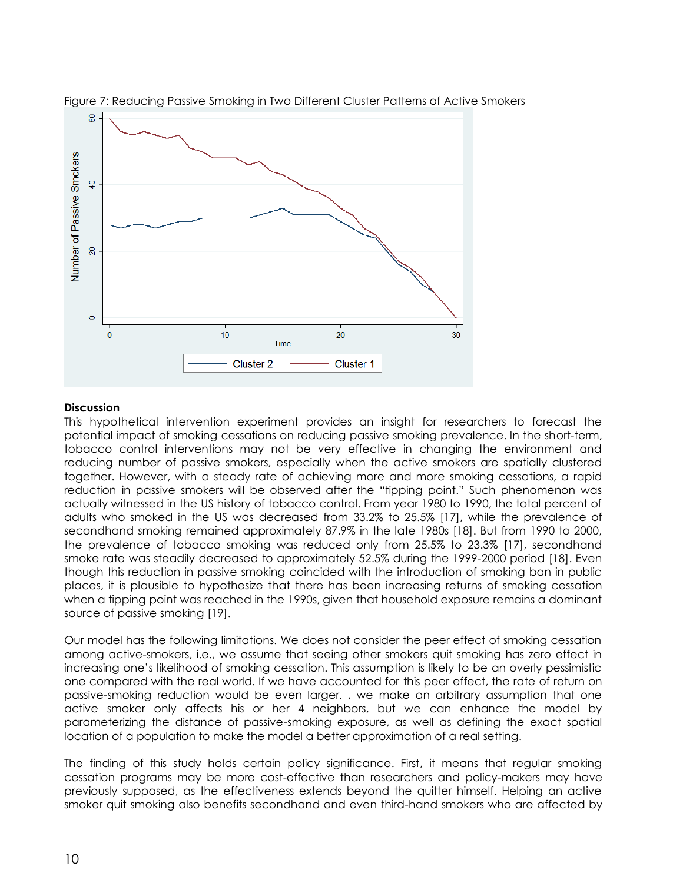Figure 7: Reducing Passive Smoking in Two Different Cluster Patterns of Active Smokers

**Discussion**

This hypothetical intervention experiment provides an insight for researchers to forecast the potential impact of smoking cessations on reducing passive smoking prevalence. In the short-term, tobacco control interventions may not be very effective in changing the environment and reducing number of passive smokers, especially when the active smokers are spatially clustered together. However, with a steady rate of achieving more and more smoking cessations, a rapid reduction in passive smokers will be observed after the "tipping point." Such phenomenon was actually witnessed in the US history of tobacco control. From year 1980 to 1990, the total percent of adults who smoked in the US was decreased from 33.2% to 25.5% [17], while the prevalence of secondhand smoking remained approximately 87.9% in the late 1980s [18]. But from 1990 to 2000, the prevalence of tobacco smoking was reduced only from 25.5% to 23.3% [17], secondhand smoke rate was steadily decreased to approximately 52.5% during the 1999-2000 period [18]. Even though this reduction in passive smoking coincided with the introduction of smoking ban in public places, it is plausible to hypothesize that there has been increasing returns of smoking cessation when a tipping point was reached in the 1990s, given that household exposure remains a dominant source of passive smoking [19].

Our model has the following limitations. We does not consider the peer effect of smoking cessation among active-smokers, i.e., we assume that seeing other smokers quit smoking has zero effect in increasing one's likelihood of smoking cessation. This assumption is likely to be an overly pessimistic one compared with the real world. If we have accounted for this peer effect, the rate of return on passive-smoking reduction would be even larger. , we make an arbitrary assumption that one active smoker only affects his or her 4 neighbors, but we can enhance the model by parameterizing the distance of passive-smoking exposure, as well as defining the exact spatial location of a population to make the model a better approximation of a real setting.

The finding of this study holds certain policy significance. First, it means that regular smoking cessation programs may be more cost-effective than researchers and policy-makers may have previously supposed, as the effectiveness extends beyond the quitter himself. Helping an active smoker quit smoking also benefits secondhand and even third-hand smokers who are affected by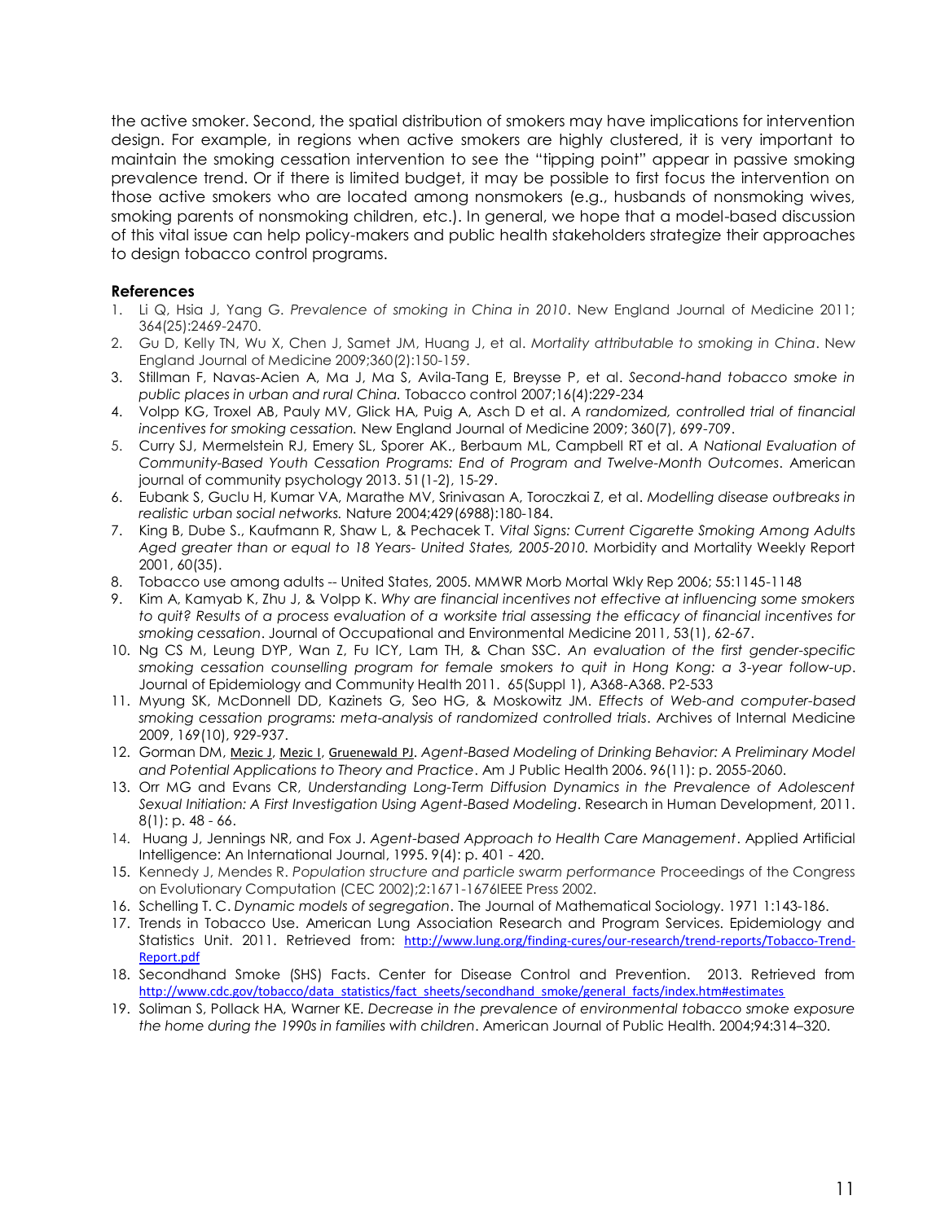the active smoker. Second, the spatial distribution of smokers may have implications for intervention design. For example, in regions when active smokers are highly clustered, it is very important to maintain the smoking cessation intervention to see the "tipping point" appear in passive smoking prevalence trend. Or if there is limited budget, it may be possible to first focus the intervention on those active smokers who are located among nonsmokers (e.g., husbands of nonsmoking wives, smoking parents of nonsmoking children, etc.). In general, we hope that a model-based discussion of this vital issue can help policy-makers and public health stakeholders strategize their approaches to design tobacco control programs.

### References

1. Li Q, Hsia J, Yang G. *Prevalence of smoking in China in 2010*. New England Journal of Medicine 2011; 364(25):2469-2470.
2. Gu D, Kelly TN, Wu X, Chen J, Samet JM, Huang J, et al. *Mortality attributable to smoking in China*. New England Journal of Medicine 2009;360(2):150-159.
3. Stillman F, Navas-Acien A, Ma J, Ma S, Avila-Tang E, Breysse P, et al. *Second-hand tobacco smoke in public places in urban and rural China.* Tobacco control 2007;16(4):229-234
4. Volpp KG, Troxel AB, Pauly MV, Glick HA, Puig A, Asch D et al. *A randomized, controlled trial of financial incentives for smoking cessation.* New England Journal of Medicine 2009; 360(7), 699-709.
5. Curry SJ, Mermelstein RJ, Emery SL, Sporer AK., Berbaum ML, Campbell RT et al. *A National Evaluation of Community-Based Youth Cessation Programs: End of Program and Twelve-Month Outcomes*. American journal of community psychology 2013. 51(1-2), 15-29.
6. Eubank S, Guclu H, Kumar VA, Marathe MV, Srinivasan A, Toroczkai Z, et al. *Modelling disease outbreaks in realistic urban social networks.* Nature 2004;429(6988):180-184.
7. King B, Dube S., Kaufmann R, Shaw L, & Pechacek T. *Vital Signs: Current Cigarette Smoking Among Adults Aged greater than or equal to 18 Years- United States, 2005-2010.* Morbidity and Mortality Weekly Report 2001, 60(35).
8. Tobacco use among adults -- United States, 2005. MMWR Morb Mortal Wkly Rep 2006; 55:1145-1148
9. Kim A, Kamyab K, Zhu J, & Volpp K. *Why are financial incentives not effective at influencing some smokers to quit? Results of a process evaluation of a worksite trial assessing the efficacy of financial incentives for smoking cessation*. Journal of Occupational and Environmental Medicine 2011, 53(1), 62-67.
10. Ng CS M, Leung DYP, Wan Z, Fu ICY, Lam TH, & Chan SSC. *An evaluation of the first gender-specific smoking cessation counselling program for female smokers to quit in Hong Kong: a 3-year follow-up*. Journal of Epidemiology and Community Health 2011. 65(Suppl 1), A368-A368. P2-533
11. Myung SK, McDonnell DD, Kazinets G, Seo HG, & Moskowitz JM. *Effects of Web-and computer-based smoking cessation programs: meta-analysis of randomized controlled trials*. Archives of Internal Medicine 2009, 169(10), 929-937.
12. Gorman DM, Mezic J, Mezic I, Gruenewald PJ. *Agent-Based Modeling of Drinking Behavior: A Preliminary Model and Potential Applications to Theory and Practice*. Am J Public Health 2006. 96(11): p. 2055-2060.
13. Orr MG and Evans CR, *Understanding Long-Term Diffusion Dynamics in the Prevalence of Adolescent Sexual Initiation: A First Investigation Using Agent-Based Modeling*. Research in Human Development, 2011. 8(1): p. 48 - 66.
14. Huang J, Jennings NR, and Fox J. *Agent-based Approach to Health Care Management*. Applied Artificial Intelligence: An International Journal, 1995. 9(4): p. 401 - 420.
15. Kennedy J, Mendes R. *Population structure and particle swarm performance* Proceedings of the Congress on Evolutionary Computation (CEC 2002);2:1671-1676IEEE Press 2002.
16. Schelling T. C. *Dynamic models of segregation*. The Journal of Mathematical Sociology. 1971 1:143-186.
17. Trends in Tobacco Use. American Lung Association Research and Program Services. Epidemiology and Statistics Unit. 2011. Retrieved from: http://www.lung.org/finding-cures/our-research/trend-reports/Tobacco-Trend-Report.pdf
18. Secondhand Smoke (SHS) Facts. Center for Disease Control and Prevention. 2013. Retrieved from http://www.cdc.gov/tobacco/data_statistics/fact_sheets/secondhand_smoke/general_facts/index.htm#estimates
19. Soliman S, Pollack HA, Warner KE. *Decrease in the prevalence of environmental tobacco smoke exposure the home during the 1990s in families with children*. American Journal of Public Health. 2004;94:314–320.